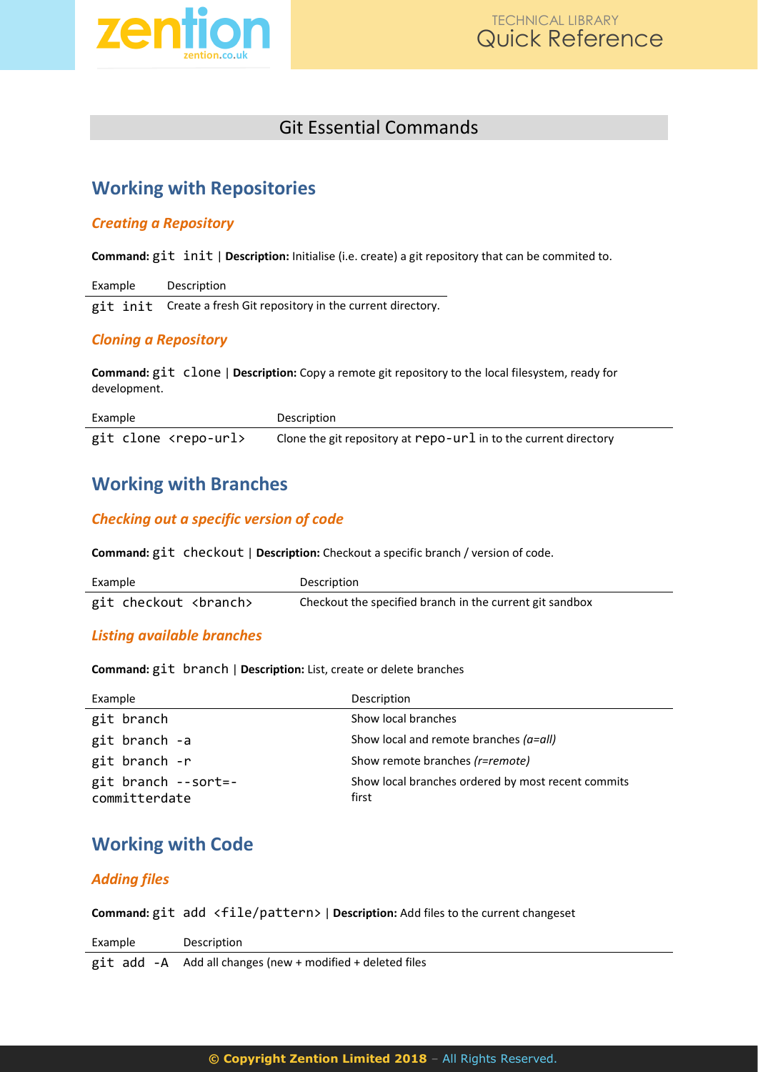## Git Essential Commands

# Working with Repositories

### *Creating a Repository*

**Command:** `git init` | **Description:** Initialise (i.e. create) a git repository that can be commited to.

| Example | Description |
|---|---|
| `git init` | Create a fresh Git repository in the current directory. |

### *Cloning a Repository*

**Command:** `git clone` | **Description:** Copy a remote git repository to the local filesystem, ready for development.

| Example | Description |
|---|---|
| `git clone <repo-url>` | Clone the git repository at `repo-url` in to the current directory |

# Working with Branches

### *Checking out a specific version of code*

**Command:** `git checkout` | **Description:** Checkout a specific branch / version of code.

| Example | Description |
|---|---|
| `git checkout <branch>` | Checkout the specified branch in the current git sandbox |

### *Listing available branches*

**Command:** `git branch` | **Description:** List, create or delete branches

| Example | Description |
|---|---|
| `git branch` | Show local branches |
| `git branch -a` | Show local and remote branches *(a=all)* |
| `git branch -r` | Show remote branches *(r=remote)* |
| `git branch --sort=-committerdate` | Show local branches ordered by most recent commits first |

# Working with Code

### *Adding files*

**Command:** `git add <file/pattern>` | **Description:** Add files to the current changeset

| Example | Description |
|---|---|
| `git add -A` | Add all changes (new + modified + deleted files |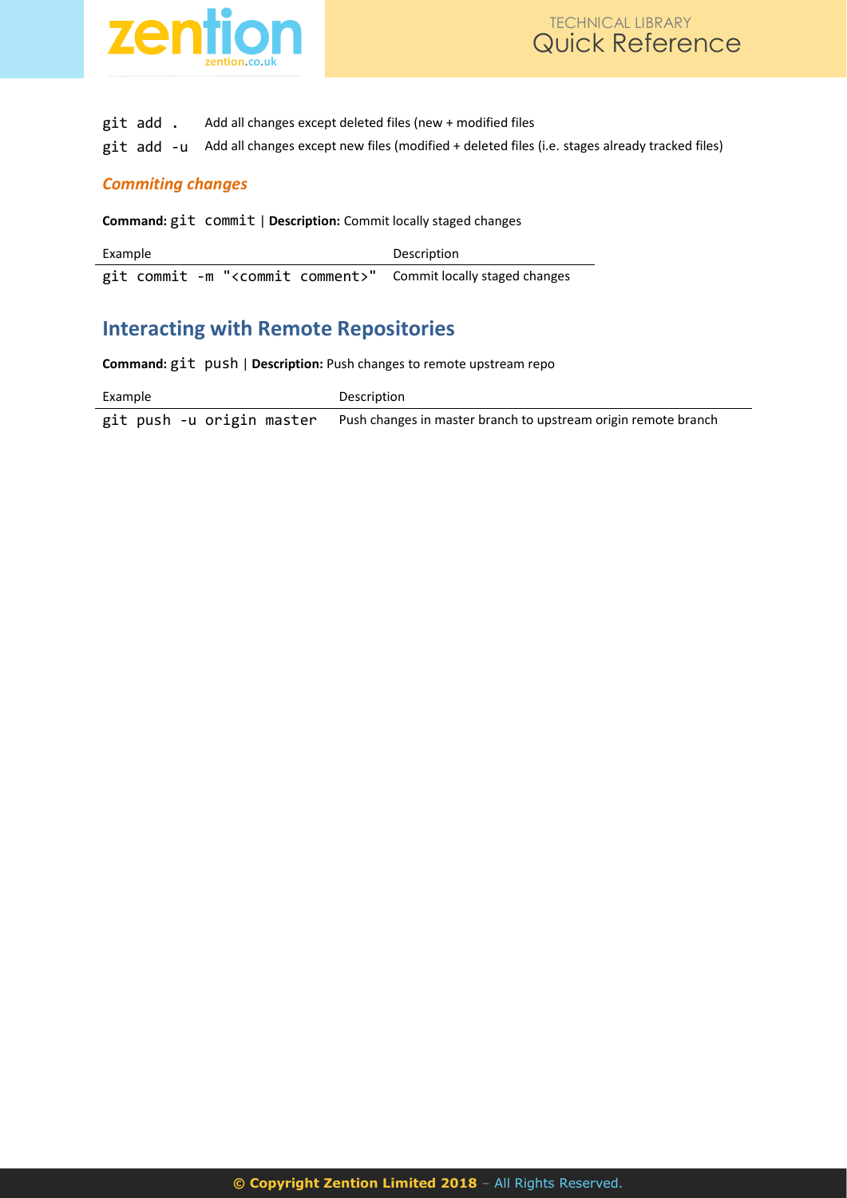| | |
|---|---|
| `git add .` | Add all changes except deleted files (new + modified files |
| `git add -u` | Add all changes except new files (modified + deleted files (i.e. stages already tracked files) |

### *Commiting changes*

**Command:** `git commit` | **Description:** Commit locally staged changes

| Example | Description |
|---|---|
| `git commit -m "<commit comment>"` | Commit locally staged changes |

## Interacting with Remote Repositories

**Command:** `git push` | **Description:** Push changes to remote upstream repo

| Example | Description |
|---|---|
| `git push -u origin master` | Push changes in master branch to upstream origin remote branch |